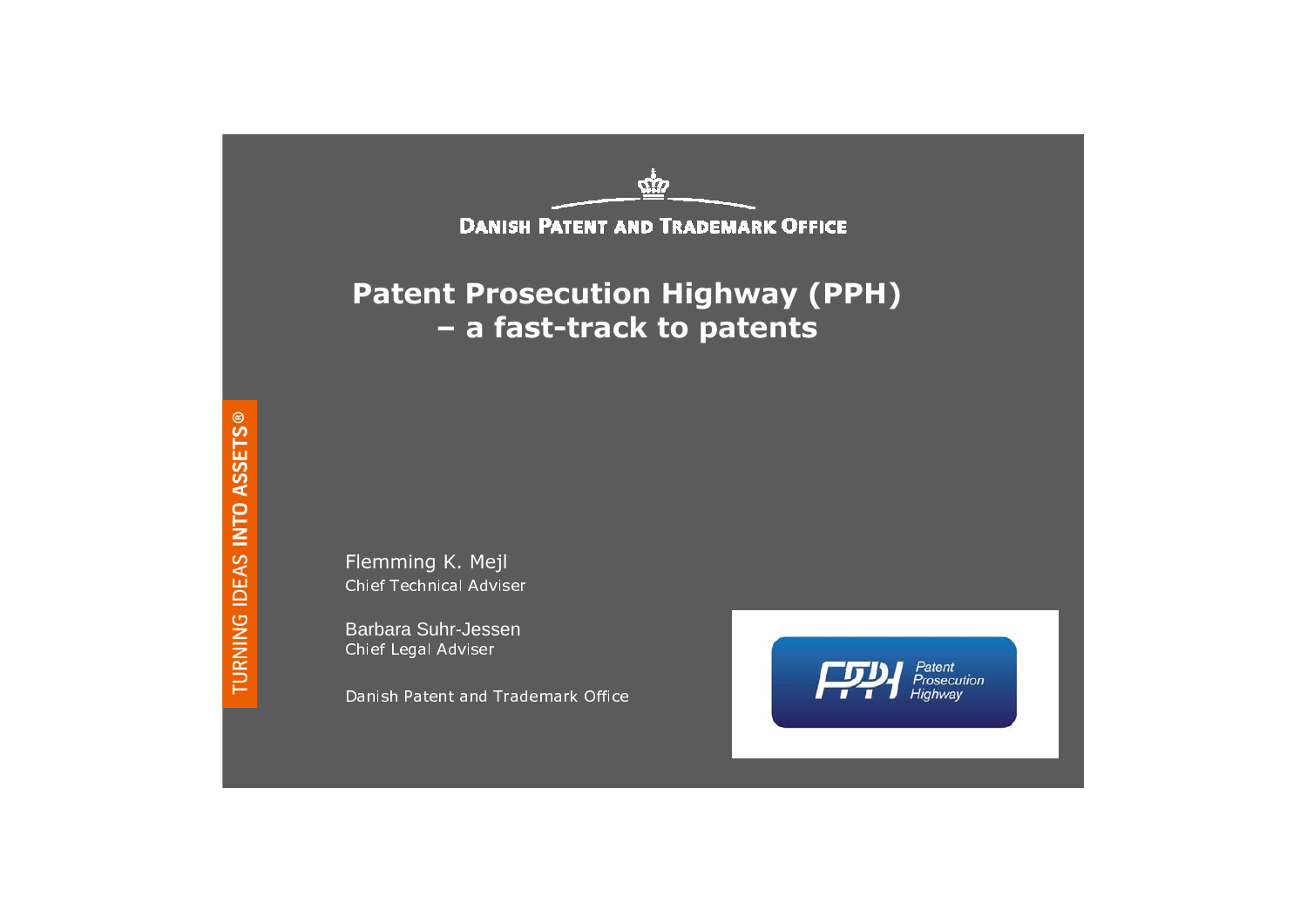DANISH PATENT AND TRADEMARK OFFICE

# Patent Prosecution Highway (PPH) – a fast-track to patents

Flemming K. Mejl
Chief Technical Adviser

Barbara Suhr-Jessen
Chief Legal Adviser

Danish Patent and Trademark Office

TURNING IDEAS INTO ASSETS®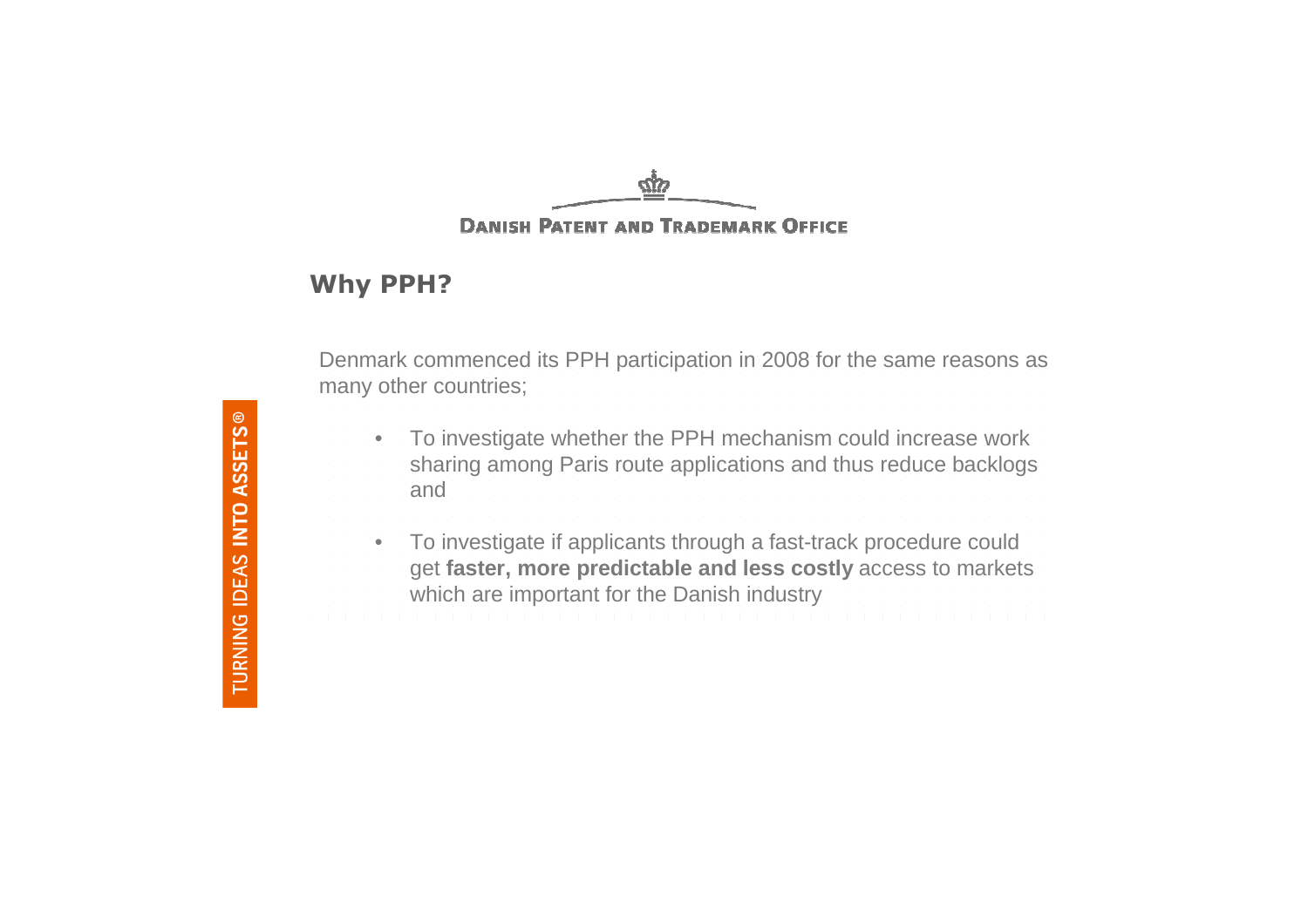## Why PPH?

Denmark commenced its PPH participation in 2008 for the same reasons as many other countries;

- To investigate whether the PPH mechanism could increase work sharing among Paris route applications and thus reduce backlogs and
- To investigate if applicants through a fast-track procedure could get **faster, more predictable and less costly** access to markets which are important for the Danish industry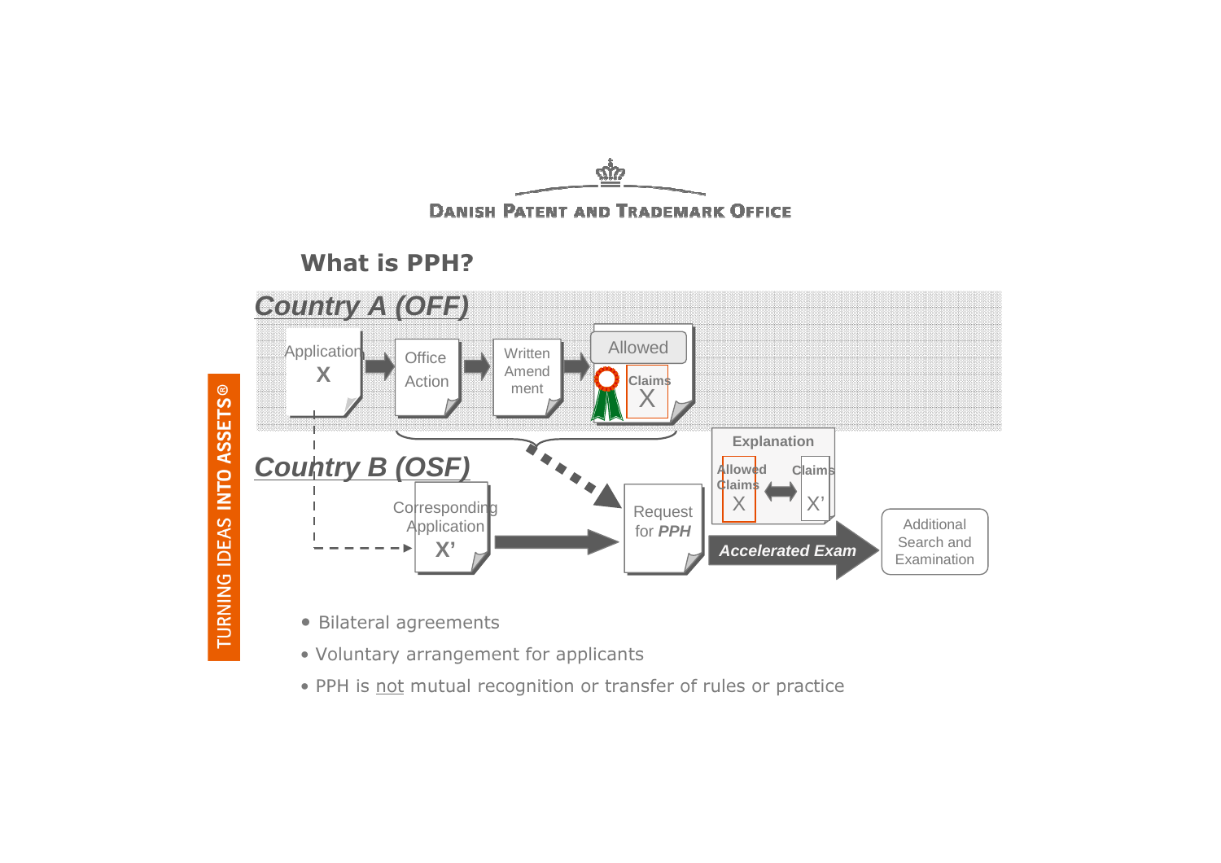## What is PPH?

**Country A (OFF)**

Application X → Office Action → Written Amendment → Allowed (Claims X)

**Country B (OSF)**

Corresponding Application X' → Request for *PPH* → ***Accelerated Exam*** → Additional Search and Examination

Explanation: Allowed Claims X ⟷ Claims X'

- Bilateral agreements
- Voluntary arrangement for applicants
- PPH is not mutual recognition or transfer of rules or practice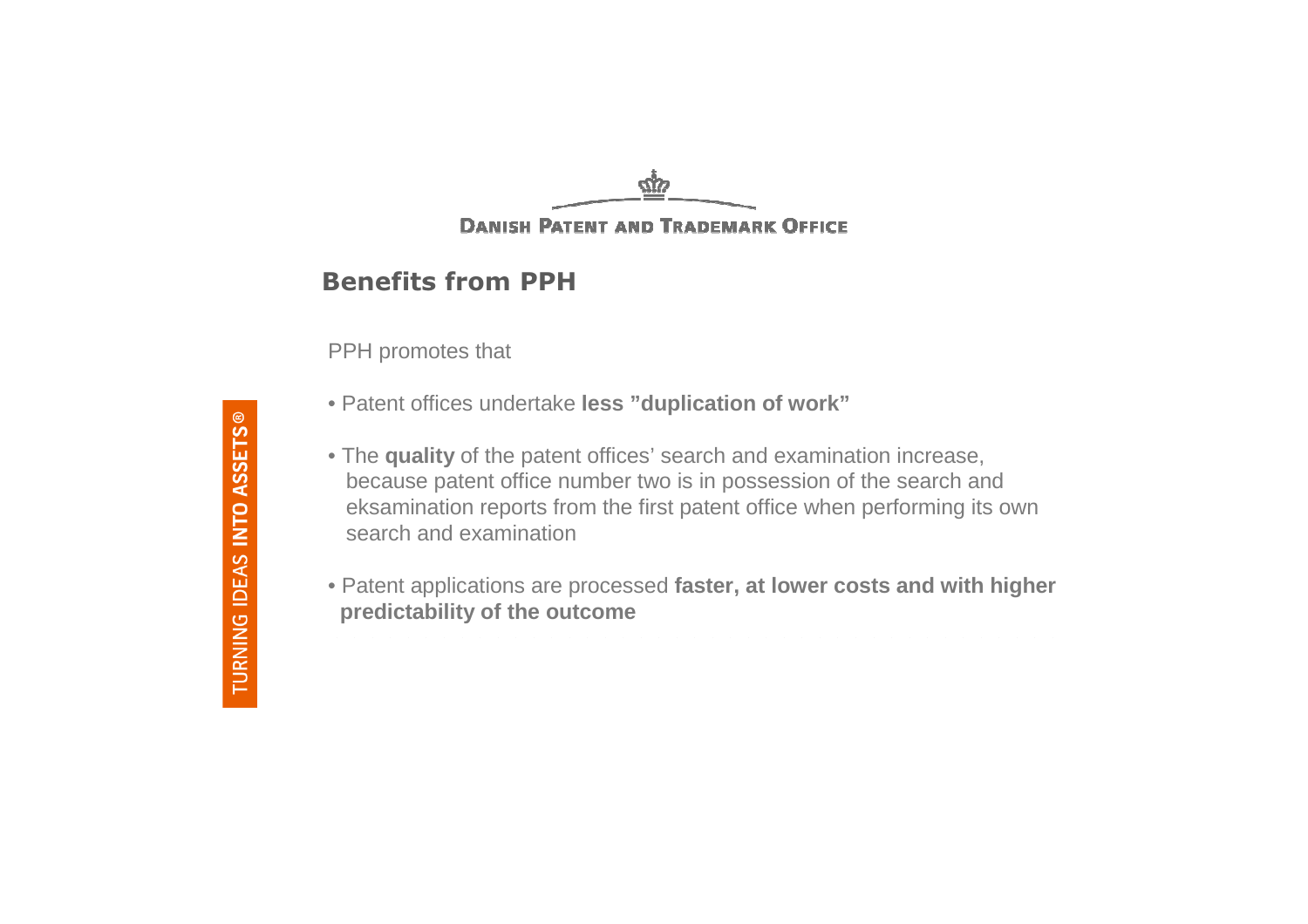## Benefits from PPH

PPH promotes that

- Patent offices undertake **less ”duplication of work”**
- The **quality** of the patent offices’ search and examination increase, because patent office number two is in possession of the search and eksamination reports from the first patent office when performing its own search and examination
- Patent applications are processed **faster, at lower costs and with higher predictability of the outcome**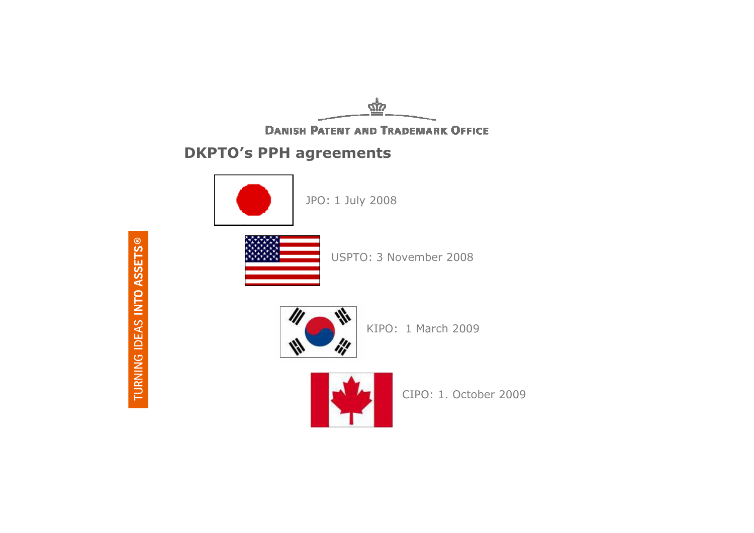## DKPTO's PPH agreements

JPO: 1 July 2008

USPTO: 3 November 2008

KIPO: 1 March 2009

CIPO: 1. October 2009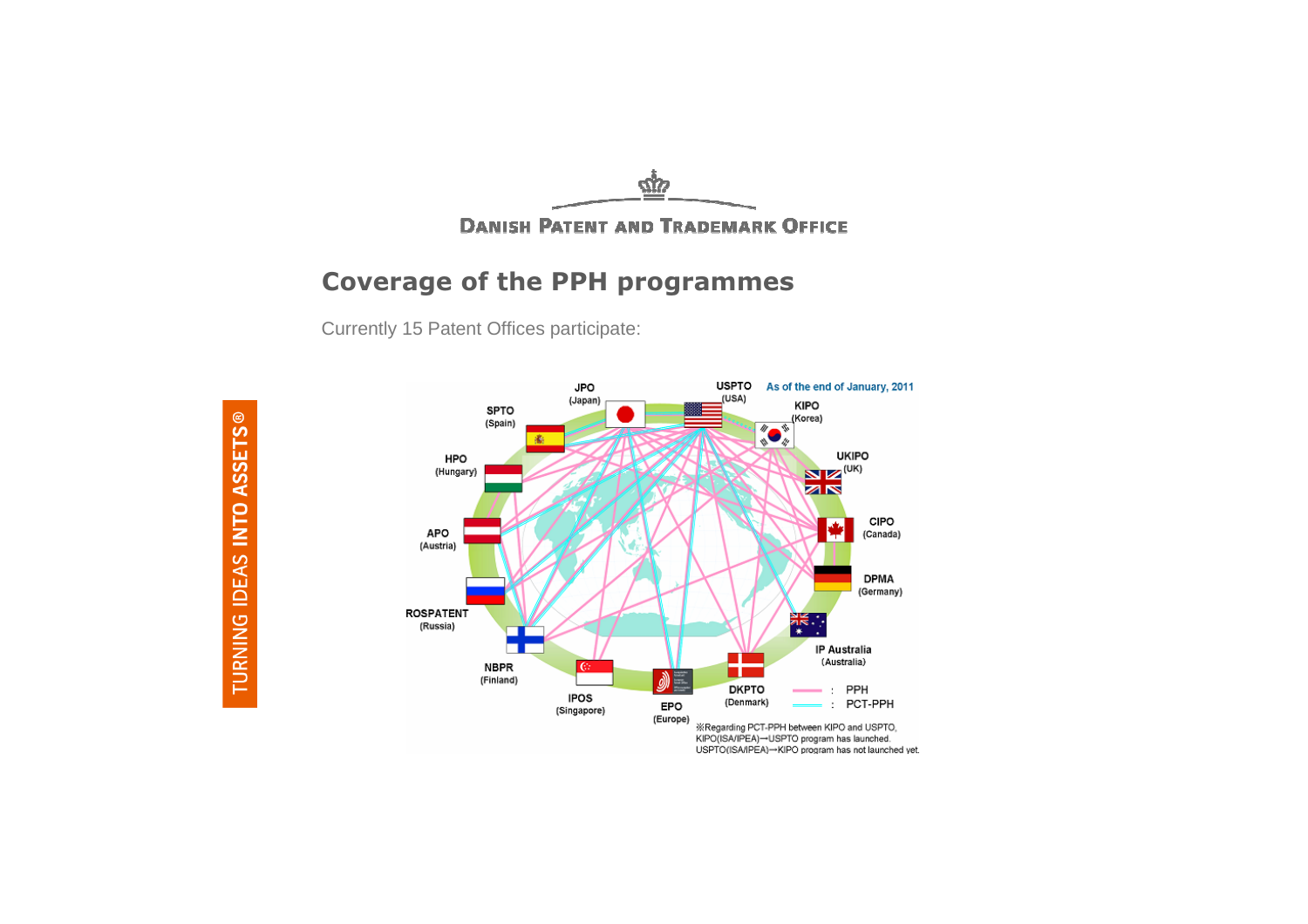## Coverage of the PPH programmes

Currently 15 Patent Offices participate:

As of the end of January, 2011

JPO (Japan), USPTO (USA), KIPO (Korea), SPTO (Spain), HPO (Hungary), UKIPO (UK), APO (Austria), CIPO (Canada), DPMA (Germany), ROSPATENT (Russia), IP Australia (Australia), NBPR (Finland), IPOS (Singapore), EPO (Europe), DKPTO (Denmark)

PPH

PCT-PPH

※Regarding PCT-PPH between KIPO and USPTO, KIPO(ISA/IPEA)→USPTO program has launched. USPTO(ISA/IPEA)→KIPO program has not launched yet.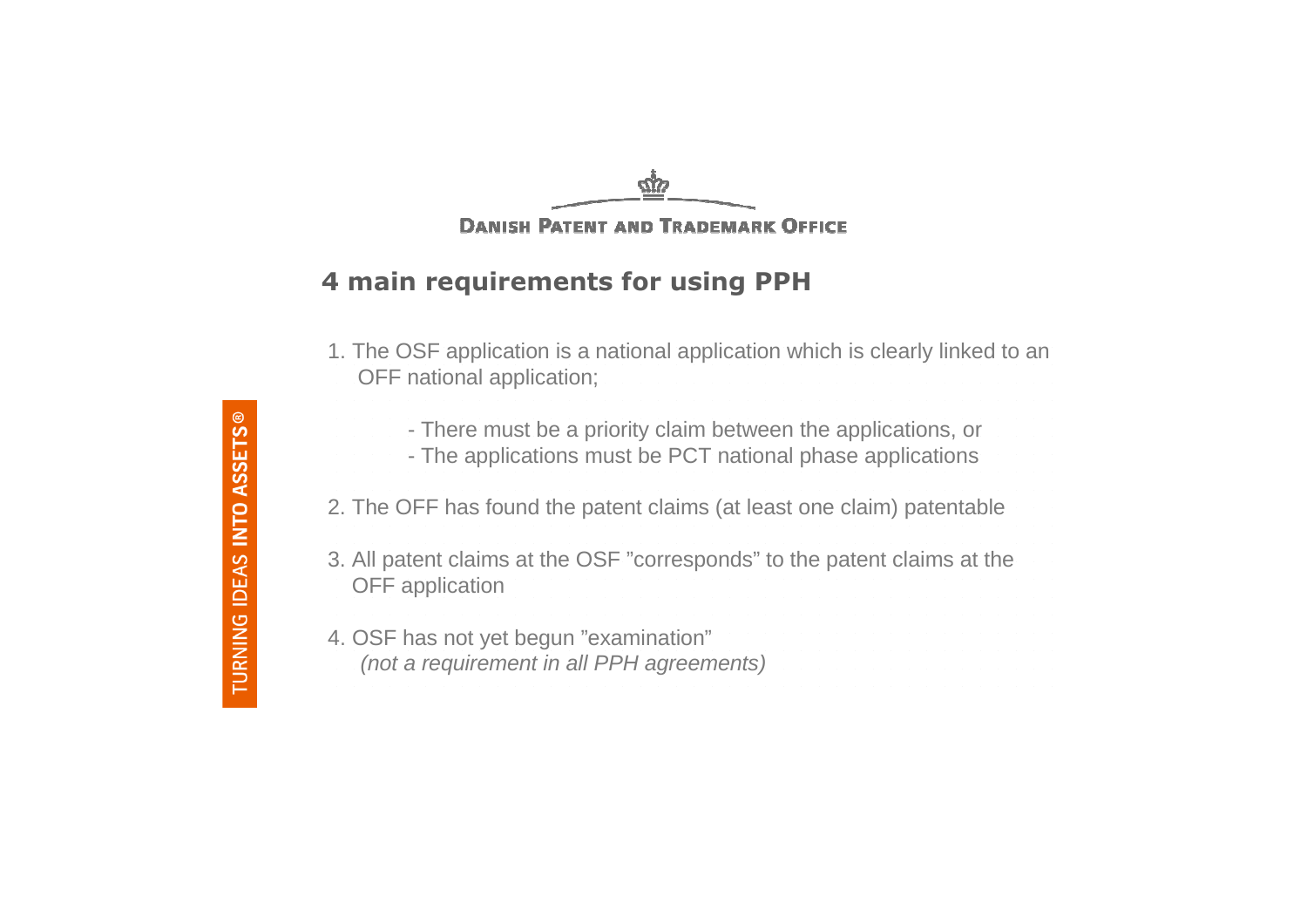## 4 main requirements for using PPH

1. The OSF application is a national application which is clearly linked to an OFF national application;

   - There must be a priority claim between the applications, or
   - The applications must be PCT national phase applications

2. The OFF has found the patent claims (at least one claim) patentable

3. All patent claims at the OSF ”corresponds” to the patent claims at the OFF application

4. OSF has not yet begun ”examination”
   *(not a requirement in all PPH agreements)*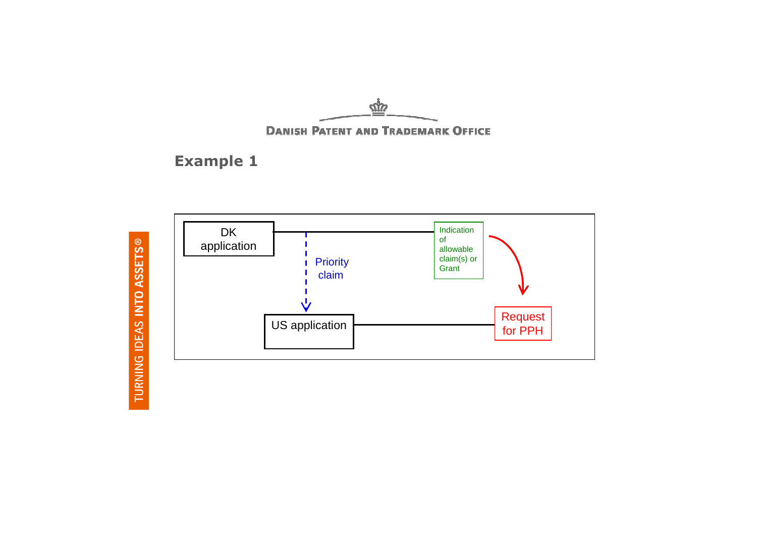# Example 1

DK application

Priority claim

Indication of allowable claim(s) or Grant

US application

Request for PPH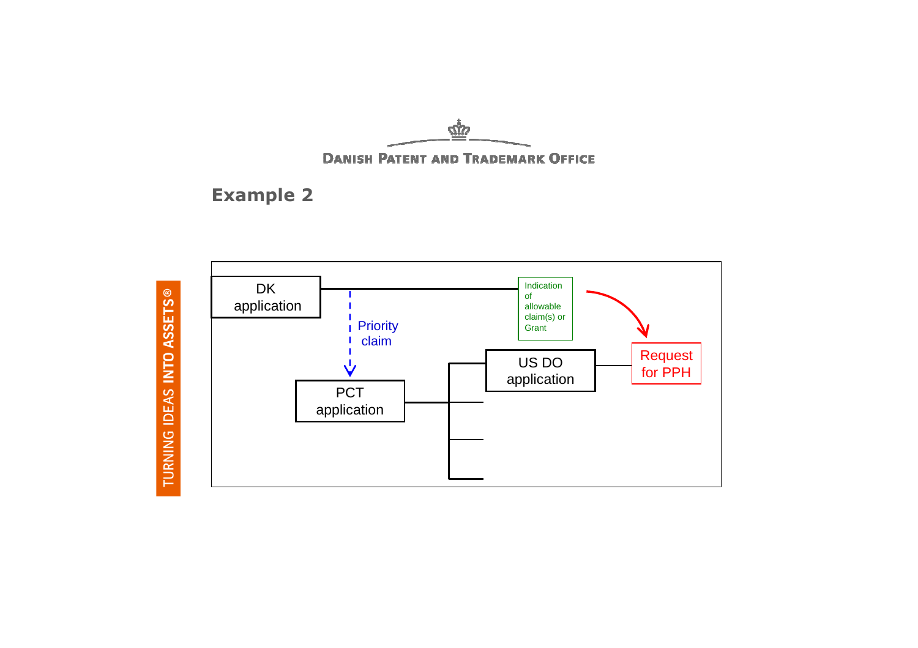# Example 2

DK application

Priority claim

PCT application

US DO application

Indication of allowable claim(s) or Grant

Request for PPH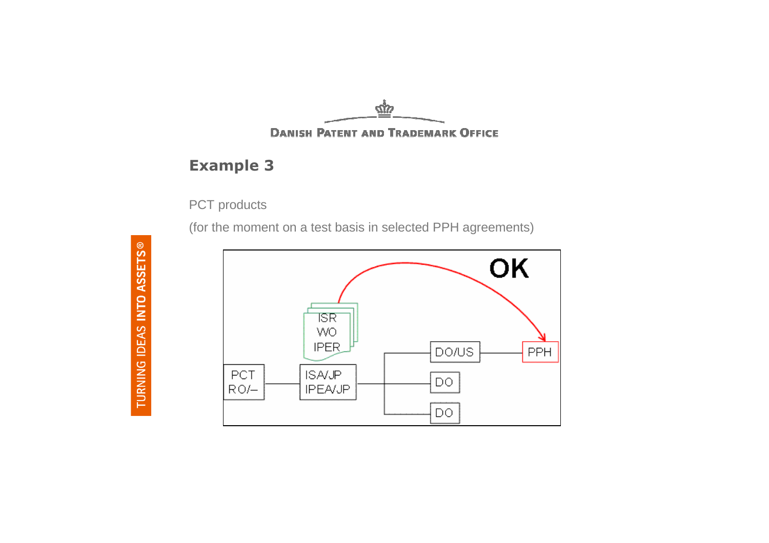## Example 3

PCT products

(for the moment on a test basis in selected PPH agreements)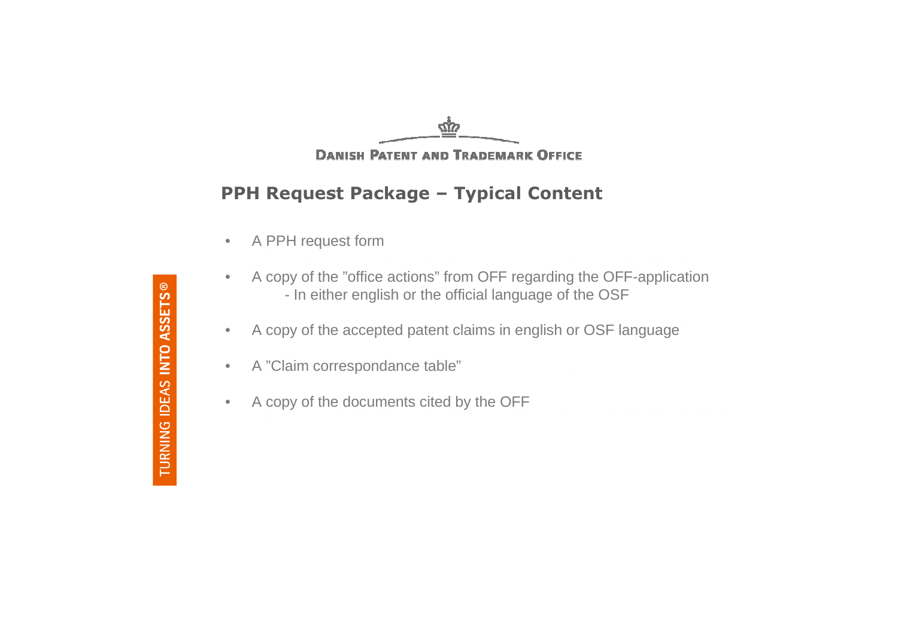# PPH Request Package – Typical Content

- A PPH request form
- A copy of the ”office actions” from OFF regarding the OFF-application
  - In either english or the official language of the OSF
- A copy of the accepted patent claims in english or OSF language
- A ”Claim correspondance table”
- A copy of the documents cited by the OFF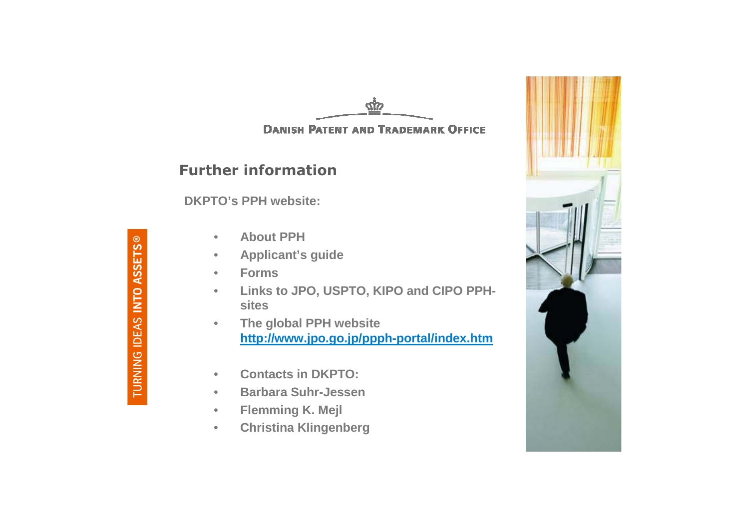DANISH PATENT AND TRADEMARK OFFICE

TURNING IDEAS INTO ASSETS®

## Further information

**DKPTO's PPH website:**

- **About PPH**
- **Applicant's guide**
- **Forms**
- **Links to JPO, USPTO, KIPO and CIPO PPH-sites**
- **The global PPH website** **http://www.jpo.go.jp/ppph-portal/index.htm**

- **Contacts in DKPTO:**
- **Barbara Suhr-Jessen**
- **Flemming K. Mejl**
- **Christina Klingenberg**